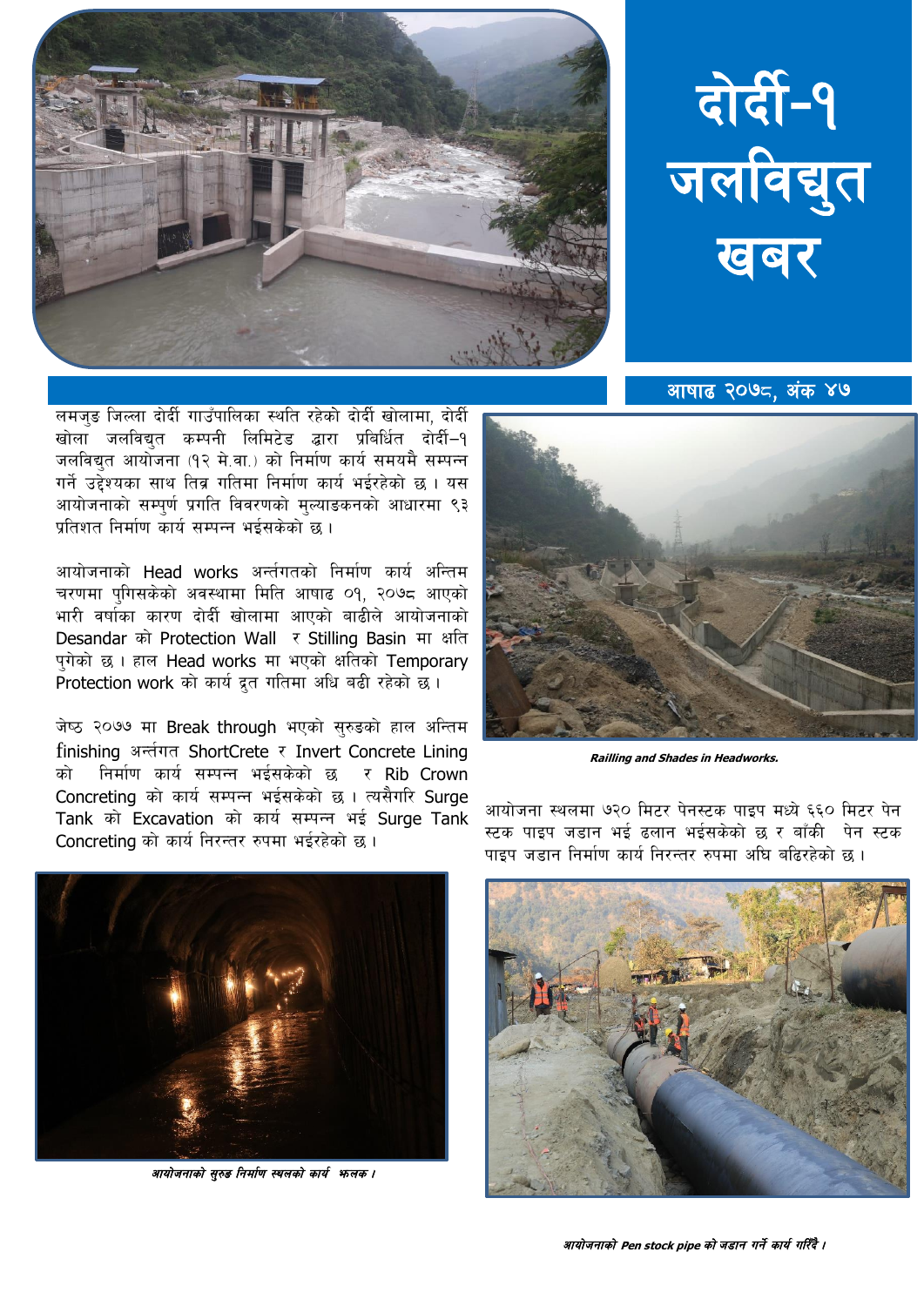# दोर्दी-१ जलविद्युत खबर

आषाढ २०७८, अंक ४७

लमजुङ जिल्ला दोर्दी गाउँपालिका स्थित रहेको दोर्दी खोलामा, दोर्दी खोला जलविद्युत कम्पनी लिमिटेड द्वारा प्रविर्धित दोर्दी–१ जलविद्युत आयोजना (१२ मे.वा.) को निर्माण कार्य समयमै सम्पन्न गर्ने उद्देश्यका साथ तिव्र गतिमा निर्माण कार्य भईरहेको छ । यस आयोजनाको सम्पुर्ण प्रगति विवरणको मुल्याङकनको आधारमा ९३ प्रतिशत निर्माण कार्य सम्पन्न भईसकेको छ ।

आयोजनाको Head works अर्न्तगतको निर्माण कार्य अन्तिम चरणमा पुगिसकेको अवस्थामा मिति आषाढ ०१, २०७८ आएको भारी वर्षाका कारण दोर्दी खोलामा आएको बाढीले आयोजनाको Desandar को Protection Wall र Stilling Basin मा क्षति पुगेको छ । हाल Head works मा भएको क्षतिको Temporary Protection work को कार्य द्रुत गतिमा अघि बढी रहेको छ ।

जेष्ठ २०७७ मा Break through भएको सुरुङको हाल अन्तिम finishing अर्न्तगत ShortCrete र Invert Concrete Lining को निर्माण कार्य सम्पन्न भईसकेको छ र Rib Crown Concreting को कार्य सम्पन्न भईसकेको छ । त्यसैगरि Surge Tank को Excavation को कार्य सम्पन्न भई Surge Tank Concreting को कार्य निरन्तर रुपमा भईरहेको छ ।

***Railling and Shades in Headworks.***

आयोजना स्थलमा ७२० मिटर पेनस्टक पाइप मध्ये ६६० मिटर पेन स्टक पाइप जडान भई ढलान भईसकेको छ र बाँकी पेन स्टक पाइप जडान निर्माण कार्य निरन्तर रुपमा अघि बढिरहेको छ ।

***आयोजनाको सुरुङ निर्माण स्थलको कार्य झलक ।***

***आयोजनाको Pen stock pipe को जडान गर्ने कार्य गरिँदै ।***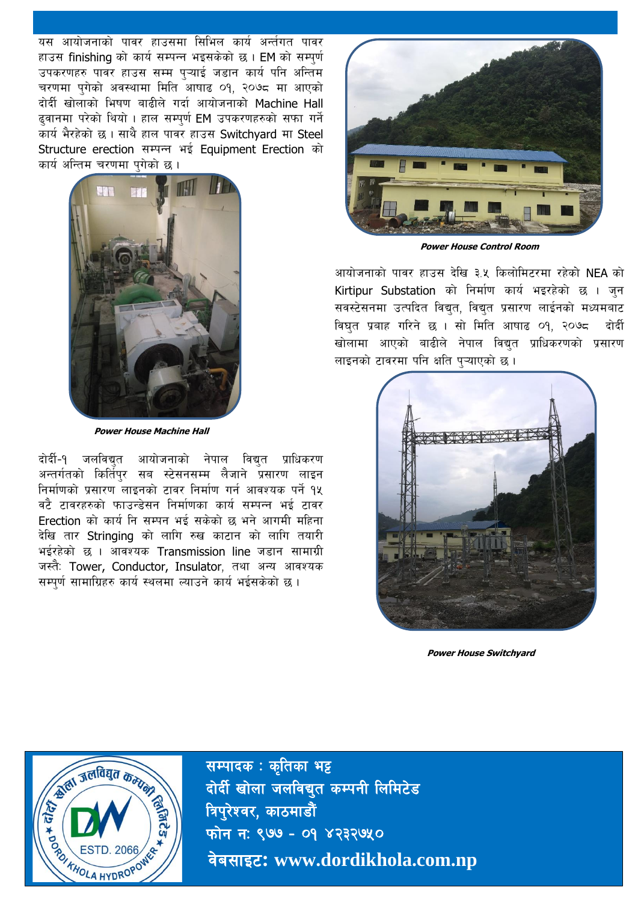यस आयोजनाको पावर हाउसमा सिभिल कार्य अन्तर्गत पावर हाउस finishing को कार्य सम्पन्न भइसकेको छ । EM को सम्पुर्ण उपकरणहरु पावर हाउस सम्म पुऱ्याई जडान कार्य पनि अन्तिम चरणमा पुगेको अवस्थामा मिति आषाढ ०१, २०७८ मा आएको दोर्दी खोलाको भिषण बाढीले गर्दा आयोजनाको Machine Hall डुवानमा परेको थियो । हाल सम्पुर्ण EM उपकरणहरुको सफा गर्ने कार्य भैरहेको छ । साथै हाल पावर हाउस Switchyard मा Steel Structure erection सम्पन्न भई Equipment Erection को कार्य अन्तिम चरणमा पुगेको छ ।

**Power House Machine Hall**

दोर्दी-१ जलविद्युत आयोजनाको नेपाल विद्युत प्राधिकरण अन्तर्गतको किर्तिपुर सब स्टेसनसम्म लैजाने प्रसारण लाइन निर्माणको प्रसारण लाइनको टावर निर्माण गर्न आवश्यक पर्ने १५ वटै टावरहरुको फाउन्डेसन निर्माणका कार्य सम्पन्न भई टावर Erection को कार्य नि सम्पन भई सकेको छ भने आगमी महिना देखि तार Stringing को लागि रुख काटान को लागि तयारी भईरहेको छ । आवश्यक Transmission line जडान सामाग्री जस्तैः Tower, Conductor, Insulator, तथा अन्य आवश्यक सम्पुर्ण सामाग्रिहरु कार्य स्थलमा ल्याउने कार्य भईसकेको छ ।

**Power House Control Room**

आयोजनाको पावर हाउस देखि ३.५ किलोमिटरमा रहेको NEA को Kirtipur Substation को निर्माण कार्य भइरहेको छ । जुन सवस्टेसनमा उत्पदित विद्युत, विद्युत प्रसारण लाईनको मध्यमबाट विघुत प्रवाह गरिने छ । सो मिति आषाढ ०१, २०७८ दोर्दी खोलामा आएको बाढीले नेपाल विद्युत प्राधिकरणको प्रसारण लाइनको टावरमा पनि क्षति पुऱ्याएको छ ।

**Power House Switchyard**

सम्पादक : कृतिका भट्ट
दोर्दी खोला जलविद्युत कम्पनी लिमिटेड
त्रिपुरेश्वर, काठमाडौं
फोन नः ९७७ - ०१ ४२३२७५०
वेबसाइट: www.dordikhola.com.np